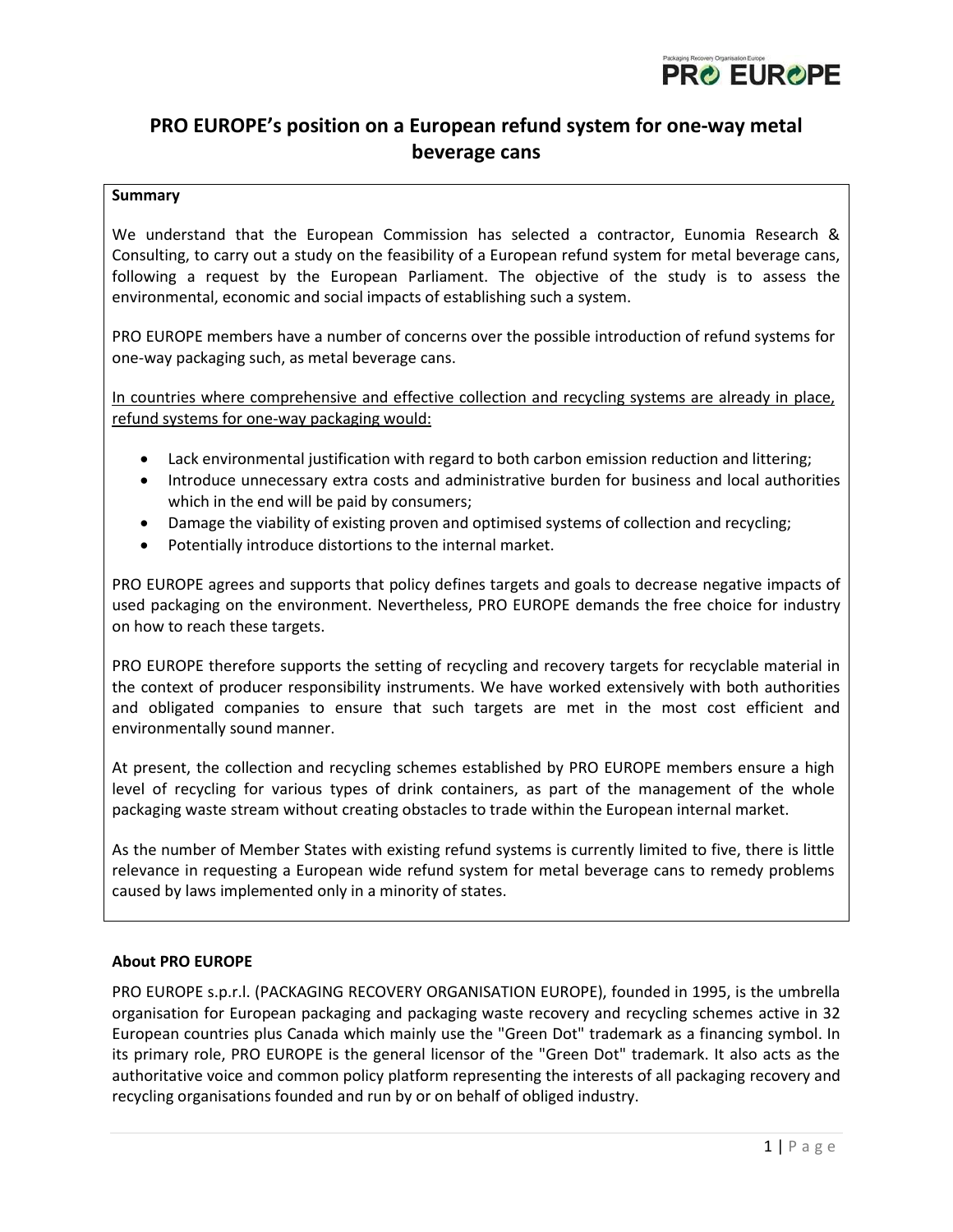# PRO EUROPE's position on a European refund system for one-way metal beverage cans

**Summary**

We understand that the European Commission has selected a contractor, Eunomia Research & Consulting, to carry out a study on the feasibility of a European refund system for metal beverage cans, following a request by the European Parliament. The objective of the study is to assess the environmental, economic and social impacts of establishing such a system.

PRO EUROPE members have a number of concerns over the possible introduction of refund systems for one-way packaging such, as metal beverage cans.

<u>In countries where comprehensive and effective collection and recycling systems are already in place, refund systems for one-way packaging would:</u>

- Lack environmental justification with regard to both carbon emission reduction and littering;
- Introduce unnecessary extra costs and administrative burden for business and local authorities which in the end will be paid by consumers;
- Damage the viability of existing proven and optimised systems of collection and recycling;
- Potentially introduce distortions to the internal market.

PRO EUROPE agrees and supports that policy defines targets and goals to decrease negative impacts of used packaging on the environment. Nevertheless, PRO EUROPE demands the free choice for industry on how to reach these targets.

PRO EUROPE therefore supports the setting of recycling and recovery targets for recyclable material in the context of producer responsibility instruments. We have worked extensively with both authorities and obligated companies to ensure that such targets are met in the most cost efficient and environmentally sound manner.

At present, the collection and recycling schemes established by PRO EUROPE members ensure a high level of recycling for various types of drink containers, as part of the management of the whole packaging waste stream without creating obstacles to trade within the European internal market.

As the number of Member States with existing refund systems is currently limited to five, there is little relevance in requesting a European wide refund system for metal beverage cans to remedy problems caused by laws implemented only in a minority of states.

**About PRO EUROPE**

PRO EUROPE s.p.r.l. (PACKAGING RECOVERY ORGANISATION EUROPE), founded in 1995, is the umbrella organisation for European packaging and packaging waste recovery and recycling schemes active in 32 European countries plus Canada which mainly use the "Green Dot" trademark as a financing symbol. In its primary role, PRO EUROPE is the general licensor of the "Green Dot" trademark. It also acts as the authoritative voice and common policy platform representing the interests of all packaging recovery and recycling organisations founded and run by or on behalf of obliged industry.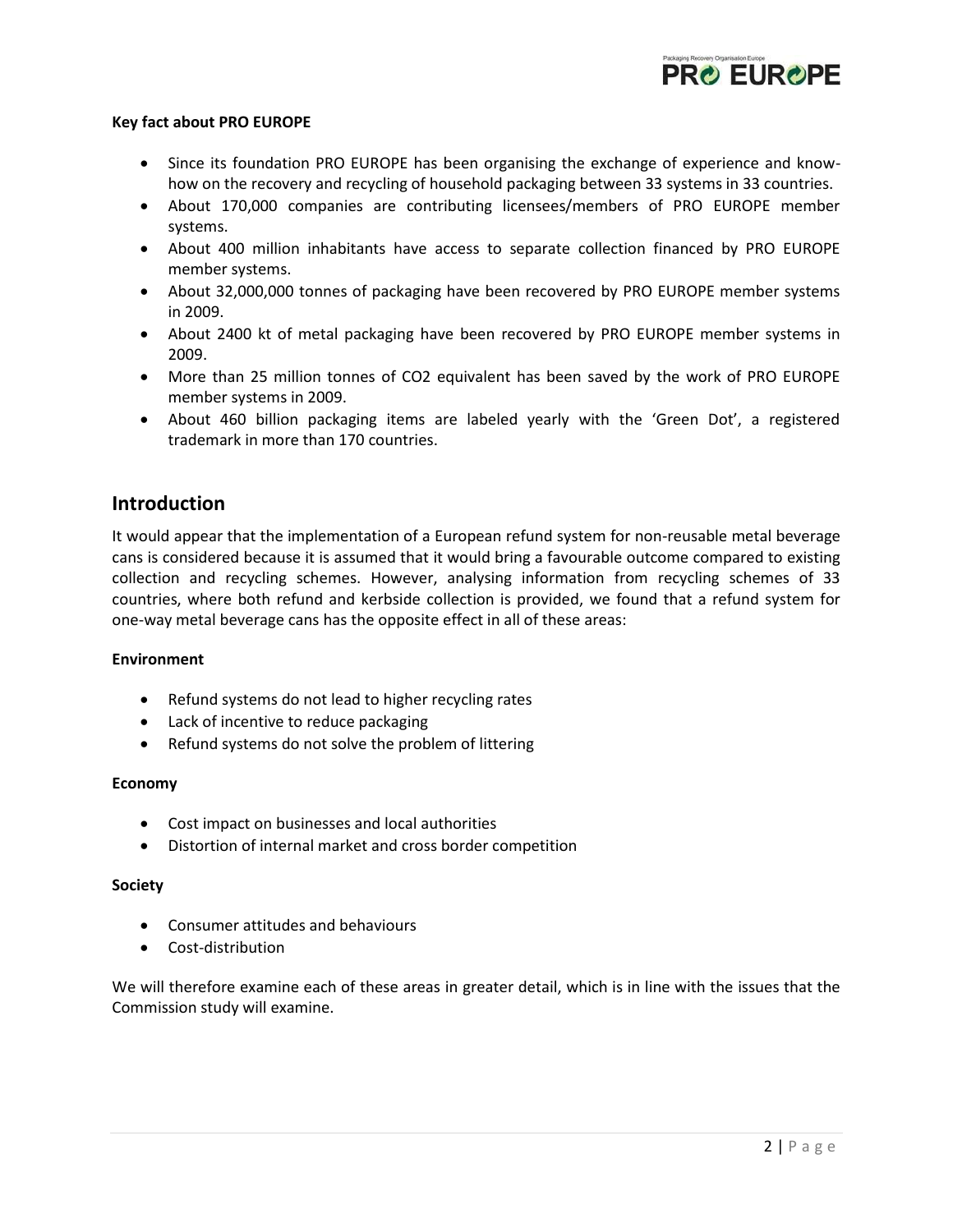**Key fact about PRO EUROPE**

- Since its foundation PRO EUROPE has been organising the exchange of experience and know-how on the recovery and recycling of household packaging between 33 systems in 33 countries.
- About 170,000 companies are contributing licensees/members of PRO EUROPE member systems.
- About 400 million inhabitants have access to separate collection financed by PRO EUROPE member systems.
- About 32,000,000 tonnes of packaging have been recovered by PRO EUROPE member systems in 2009.
- About 2400 kt of metal packaging have been recovered by PRO EUROPE member systems in 2009.
- More than 25 million tonnes of $CO_2$ equivalent has been saved by the work of PRO EUROPE member systems in 2009.
- About 460 billion packaging items are labeled yearly with the 'Green Dot', a registered trademark in more than 170 countries.

## Introduction

It would appear that the implementation of a European refund system for non-reusable metal beverage cans is considered because it is assumed that it would bring a favourable outcome compared to existing collection and recycling schemes. However, analysing information from recycling schemes of 33 countries, where both refund and kerbside collection is provided, we found that a refund system for one-way metal beverage cans has the opposite effect in all of these areas:

**Environment**

- Refund systems do not lead to higher recycling rates
- Lack of incentive to reduce packaging
- Refund systems do not solve the problem of littering

**Economy**

- Cost impact on businesses and local authorities
- Distortion of internal market and cross border competition

**Society**

- Consumer attitudes and behaviours
- Cost-distribution

We will therefore examine each of these areas in greater detail, which is in line with the issues that the Commission study will examine.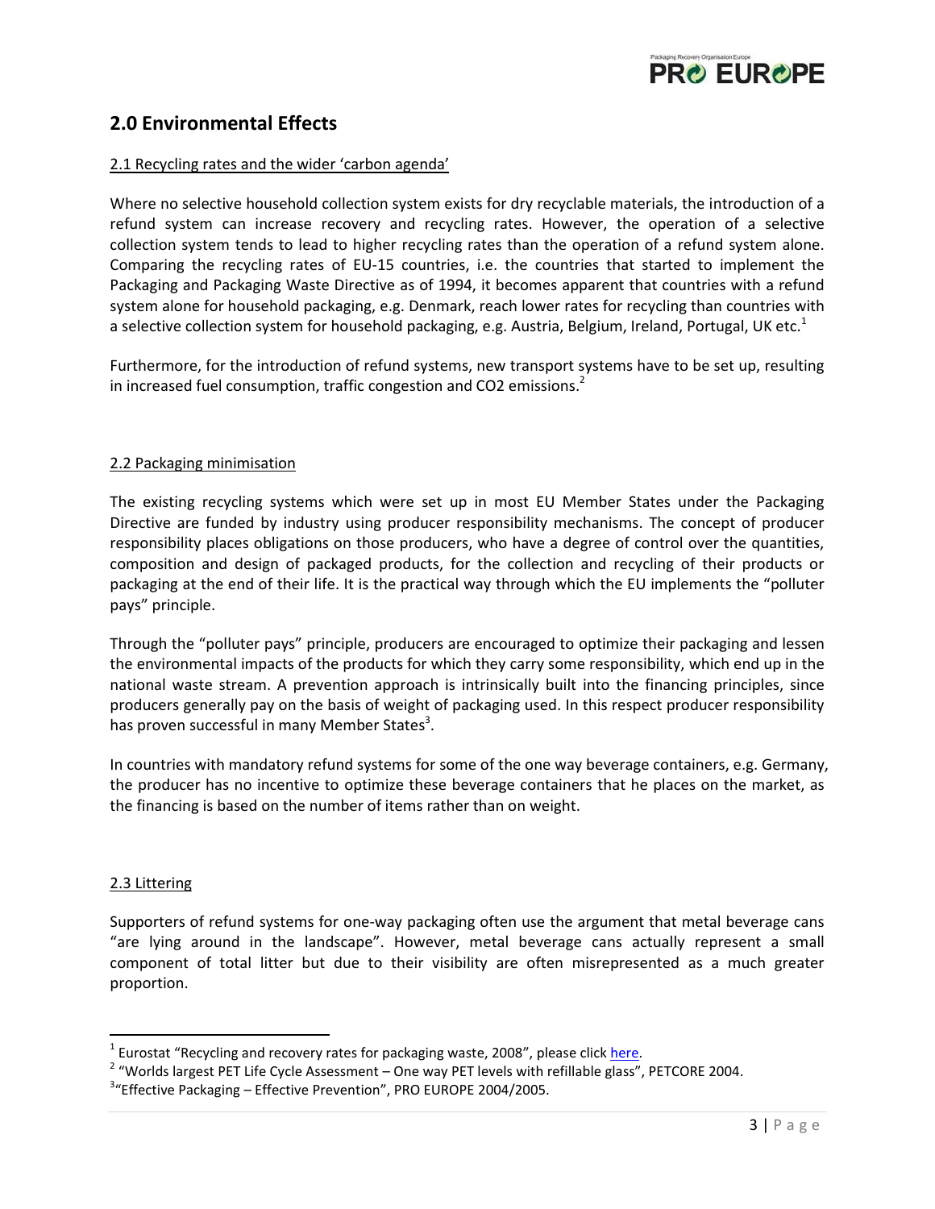## 2.0 Environmental Effects

### 2.1 Recycling rates and the wider 'carbon agenda'

Where no selective household collection system exists for dry recyclable materials, the introduction of a refund system can increase recovery and recycling rates. However, the operation of a selective collection system tends to lead to higher recycling rates than the operation of a refund system alone. Comparing the recycling rates of EU-15 countries, i.e. the countries that started to implement the Packaging and Packaging Waste Directive as of 1994, it becomes apparent that countries with a refund system alone for household packaging, e.g. Denmark, reach lower rates for recycling than countries with a selective collection system for household packaging, e.g. Austria, Belgium, Ireland, Portugal, UK etc.[1]

Furthermore, for the introduction of refund systems, new transport systems have to be set up, resulting in increased fuel consumption, traffic congestion and CO2 emissions.[2]

### 2.2 Packaging minimisation

The existing recycling systems which were set up in most EU Member States under the Packaging Directive are funded by industry using producer responsibility mechanisms. The concept of producer responsibility places obligations on those producers, who have a degree of control over the quantities, composition and design of packaged products, for the collection and recycling of their products or packaging at the end of their life. It is the practical way through which the EU implements the "polluter pays" principle.

Through the "polluter pays" principle, producers are encouraged to optimize their packaging and lessen the environmental impacts of the products for which they carry some responsibility, which end up in the national waste stream. A prevention approach is intrinsically built into the financing principles, since producers generally pay on the basis of weight of packaging used. In this respect producer responsibility has proven successful in many Member States[3].

In countries with mandatory refund systems for some of the one way beverage containers, e.g. Germany, the producer has no incentive to optimize these beverage containers that he places on the market, as the financing is based on the number of items rather than on weight.

### 2.3 Littering

Supporters of refund systems for one-way packaging often use the argument that metal beverage cans "are lying around in the landscape". However, metal beverage cans actually represent a small component of total litter but due to their visibility are often misrepresented as a much greater proportion.

---

[1] Eurostat "Recycling and recovery rates for packaging waste, 2008", please click here.

[2] "Worlds largest PET Life Cycle Assessment – One way PET levels with refillable glass", PETCORE 2004.

[3] "Effective Packaging – Effective Prevention", PRO EUROPE 2004/2005.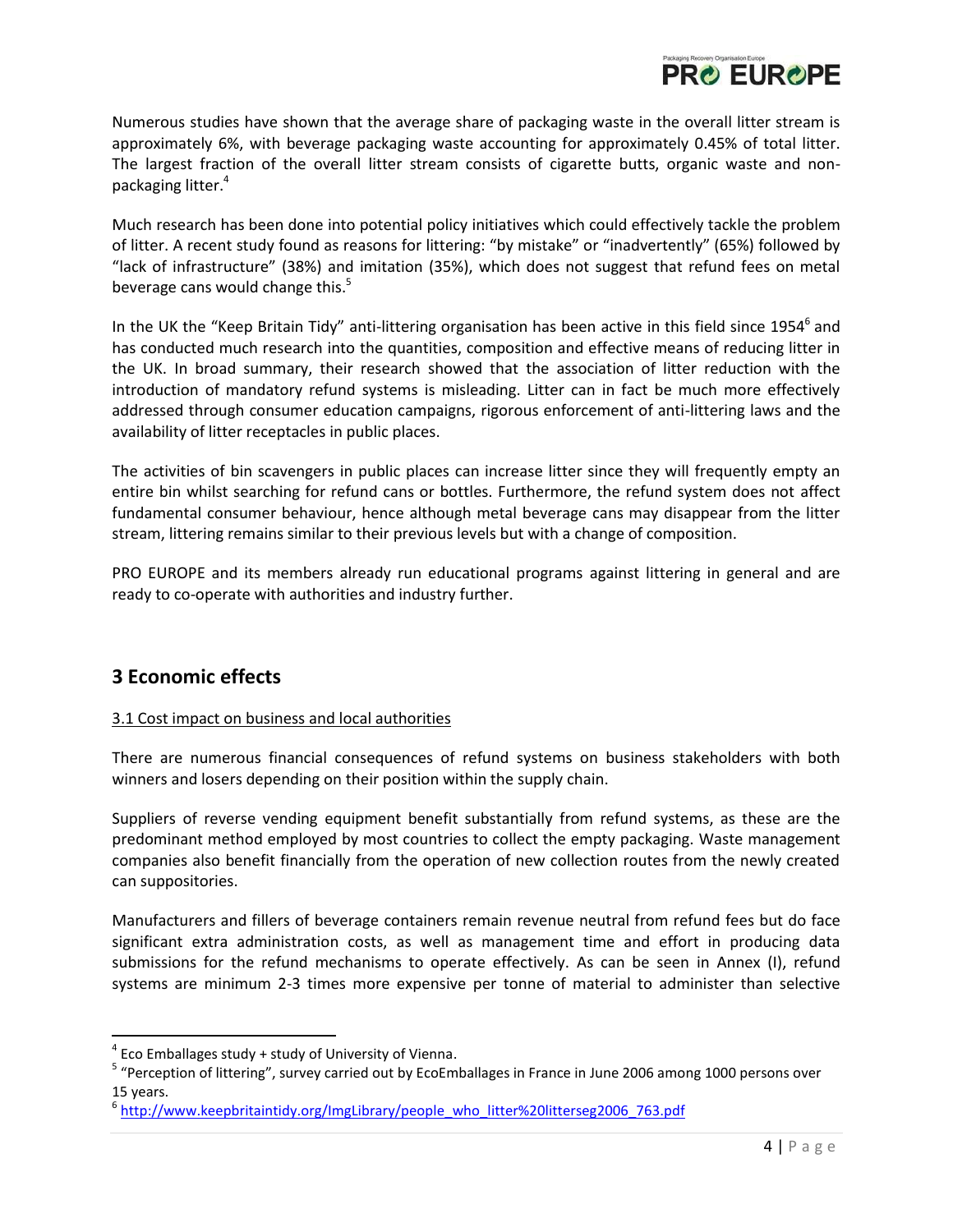Numerous studies have shown that the average share of packaging waste in the overall litter stream is approximately 6%, with beverage packaging waste accounting for approximately 0.45% of total litter. The largest fraction of the overall litter stream consists of cigarette butts, organic waste and non-packaging litter.[4]

Much research has been done into potential policy initiatives which could effectively tackle the problem of litter. A recent study found as reasons for littering: "by mistake" or "inadvertently" (65%) followed by "lack of infrastructure" (38%) and imitation (35%), which does not suggest that refund fees on metal beverage cans would change this.[5]

In the UK the "Keep Britain Tidy" anti-littering organisation has been active in this field since 1954[6] and has conducted much research into the quantities, composition and effective means of reducing litter in the UK. In broad summary, their research showed that the association of litter reduction with the introduction of mandatory refund systems is misleading. Litter can in fact be much more effectively addressed through consumer education campaigns, rigorous enforcement of anti-littering laws and the availability of litter receptacles in public places.

The activities of bin scavengers in public places can increase litter since they will frequently empty an entire bin whilst searching for refund cans or bottles. Furthermore, the refund system does not affect fundamental consumer behaviour, hence although metal beverage cans may disappear from the litter stream, littering remains similar to their previous levels but with a change of composition.

PRO EUROPE and its members already run educational programs against littering in general and are ready to co-operate with authorities and industry further.

## 3 Economic effects

3.1 Cost impact on business and local authorities

There are numerous financial consequences of refund systems on business stakeholders with both winners and losers depending on their position within the supply chain.

Suppliers of reverse vending equipment benefit substantially from refund systems, as these are the predominant method employed by most countries to collect the empty packaging. Waste management companies also benefit financially from the operation of new collection routes from the newly created can suppositories.

Manufacturers and fillers of beverage containers remain revenue neutral from refund fees but do face significant extra administration costs, as well as management time and effort in producing data submissions for the refund mechanisms to operate effectively. As can be seen in Annex (I), refund systems are minimum 2-3 times more expensive per tonne of material to administer than selective

---

[4] Eco Emballages study + study of University of Vienna.

[5] "Perception of littering", survey carried out by EcoEmballages in France in June 2006 among 1000 persons over 15 years.

[6] http://www.keepbritaintidy.org/ImgLibrary/people_who_litter%20litterseg2006_763.pdf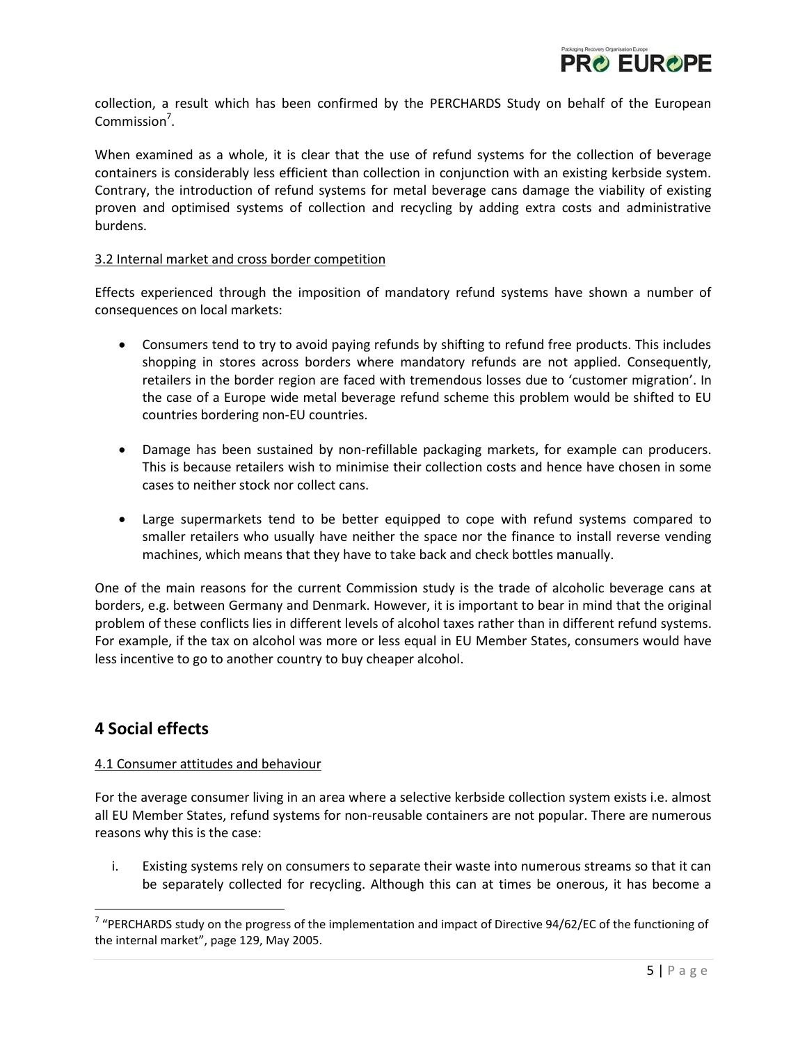collection, a result which has been confirmed by the PERCHARDS Study on behalf of the European Commission[7].

When examined as a whole, it is clear that the use of refund systems for the collection of beverage containers is considerably less efficient than collection in conjunction with an existing kerbside system. Contrary, the introduction of refund systems for metal beverage cans damage the viability of existing proven and optimised systems of collection and recycling by adding extra costs and administrative burdens.

### 3.2 Internal market and cross border competition

Effects experienced through the imposition of mandatory refund systems have shown a number of consequences on local markets:

- Consumers tend to try to avoid paying refunds by shifting to refund free products. This includes shopping in stores across borders where mandatory refunds are not applied. Consequently, retailers in the border region are faced with tremendous losses due to 'customer migration'. In the case of a Europe wide metal beverage refund scheme this problem would be shifted to EU countries bordering non-EU countries.
- Damage has been sustained by non-refillable packaging markets, for example can producers. This is because retailers wish to minimise their collection costs and hence have chosen in some cases to neither stock nor collect cans.
- Large supermarkets tend to be better equipped to cope with refund systems compared to smaller retailers who usually have neither the space nor the finance to install reverse vending machines, which means that they have to take back and check bottles manually.

One of the main reasons for the current Commission study is the trade of alcoholic beverage cans at borders, e.g. between Germany and Denmark. However, it is important to bear in mind that the original problem of these conflicts lies in different levels of alcohol taxes rather than in different refund systems. For example, if the tax on alcohol was more or less equal in EU Member States, consumers would have less incentive to go to another country to buy cheaper alcohol.

## 4 Social effects

### 4.1 Consumer attitudes and behaviour

For the average consumer living in an area where a selective kerbside collection system exists i.e. almost all EU Member States, refund systems for non-reusable containers are not popular. There are numerous reasons why this is the case:

i. Existing systems rely on consumers to separate their waste into numerous streams so that it can be separately collected for recycling. Although this can at times be onerous, it has become a

---

[7] "PERCHARDS study on the progress of the implementation and impact of Directive 94/62/EC of the functioning of the internal market", page 129, May 2005.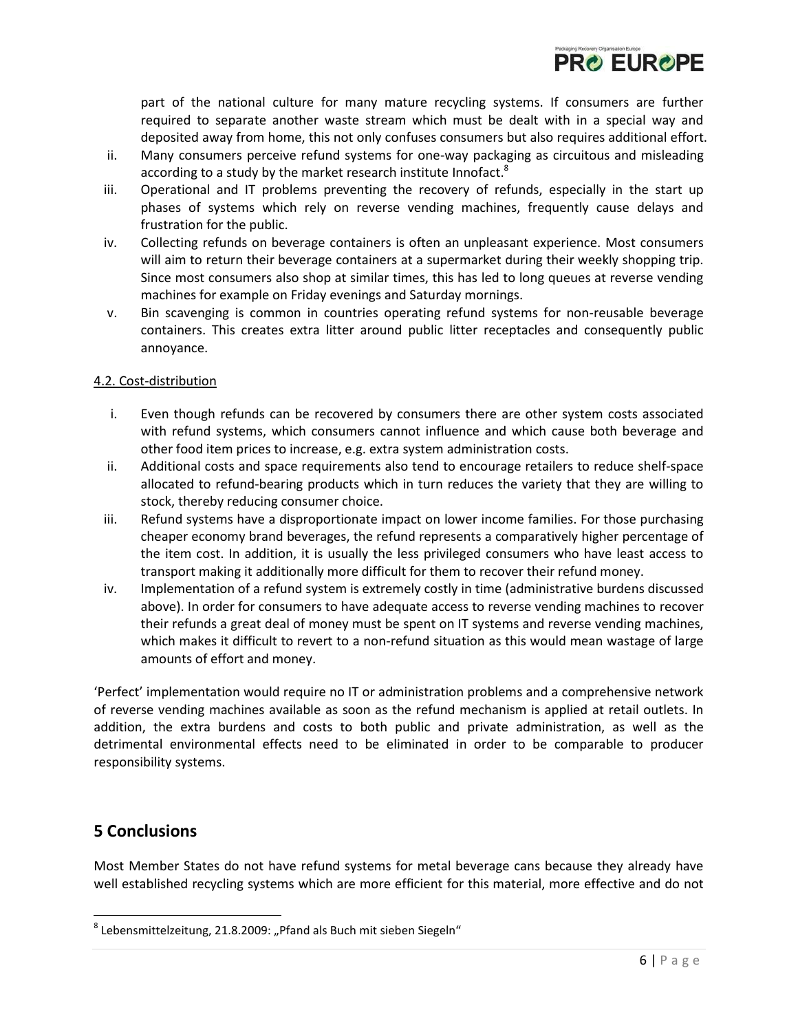part of the national culture for many mature recycling systems. If consumers are further required to separate another waste stream which must be dealt with in a special way and deposited away from home, this not only confuses consumers but also requires additional effort.

ii. Many consumers perceive refund systems for one-way packaging as circuitous and misleading according to a study by the market research institute Innofact.[8]

iii. Operational and IT problems preventing the recovery of refunds, especially in the start up phases of systems which rely on reverse vending machines, frequently cause delays and frustration for the public.

iv. Collecting refunds on beverage containers is often an unpleasant experience. Most consumers will aim to return their beverage containers at a supermarket during their weekly shopping trip. Since most consumers also shop at similar times, this has led to long queues at reverse vending machines for example on Friday evenings and Saturday mornings.

v. Bin scavenging is common in countries operating refund systems for non-reusable beverage containers. This creates extra litter around public litter receptacles and consequently public annoyance.

### 4.2. Cost-distribution

i. Even though refunds can be recovered by consumers there are other system costs associated with refund systems, which consumers cannot influence and which cause both beverage and other food item prices to increase, e.g. extra system administration costs.

ii. Additional costs and space requirements also tend to encourage retailers to reduce shelf-space allocated to refund-bearing products which in turn reduces the variety that they are willing to stock, thereby reducing consumer choice.

iii. Refund systems have a disproportionate impact on lower income families. For those purchasing cheaper economy brand beverages, the refund represents a comparatively higher percentage of the item cost. In addition, it is usually the less privileged consumers who have least access to transport making it additionally more difficult for them to recover their refund money.

iv. Implementation of a refund system is extremely costly in time (administrative burdens discussed above). In order for consumers to have adequate access to reverse vending machines to recover their refunds a great deal of money must be spent on IT systems and reverse vending machines, which makes it difficult to revert to a non-refund situation as this would mean wastage of large amounts of effort and money.

'Perfect' implementation would require no IT or administration problems and a comprehensive network of reverse vending machines available as soon as the refund mechanism is applied at retail outlets. In addition, the extra burdens and costs to both public and private administration, as well as the detrimental environmental effects need to be eliminated in order to be comparable to producer responsibility systems.

## 5 Conclusions

Most Member States do not have refund systems for metal beverage cans because they already have well established recycling systems which are more efficient for this material, more effective and do not

[8] Lebensmittelzeitung, 21.8.2009: „Pfand als Buch mit sieben Siegeln“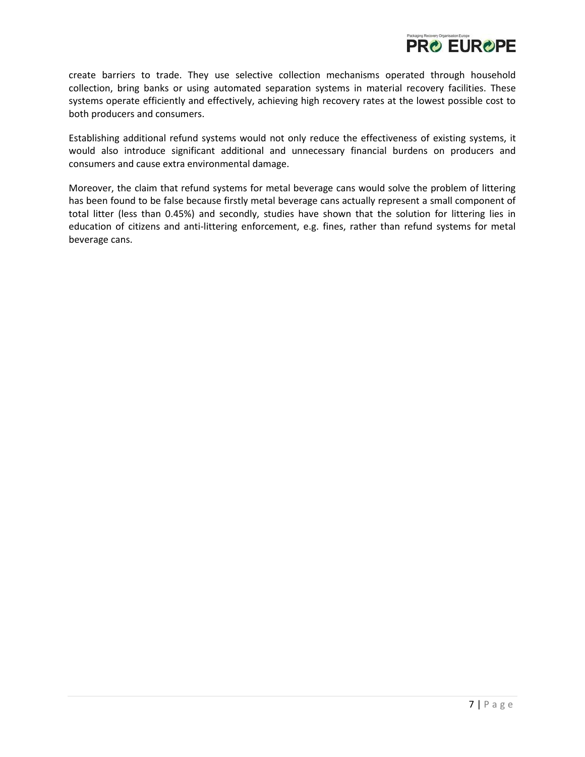create barriers to trade. They use selective collection mechanisms operated through household collection, bring banks or using automated separation systems in material recovery facilities. These systems operate efficiently and effectively, achieving high recovery rates at the lowest possible cost to both producers and consumers.

Establishing additional refund systems would not only reduce the effectiveness of existing systems, it would also introduce significant additional and unnecessary financial burdens on producers and consumers and cause extra environmental damage.

Moreover, the claim that refund systems for metal beverage cans would solve the problem of littering has been found to be false because firstly metal beverage cans actually represent a small component of total litter (less than 0.45%) and secondly, studies have shown that the solution for littering lies in education of citizens and anti-littering enforcement, e.g. fines, rather than refund systems for metal beverage cans.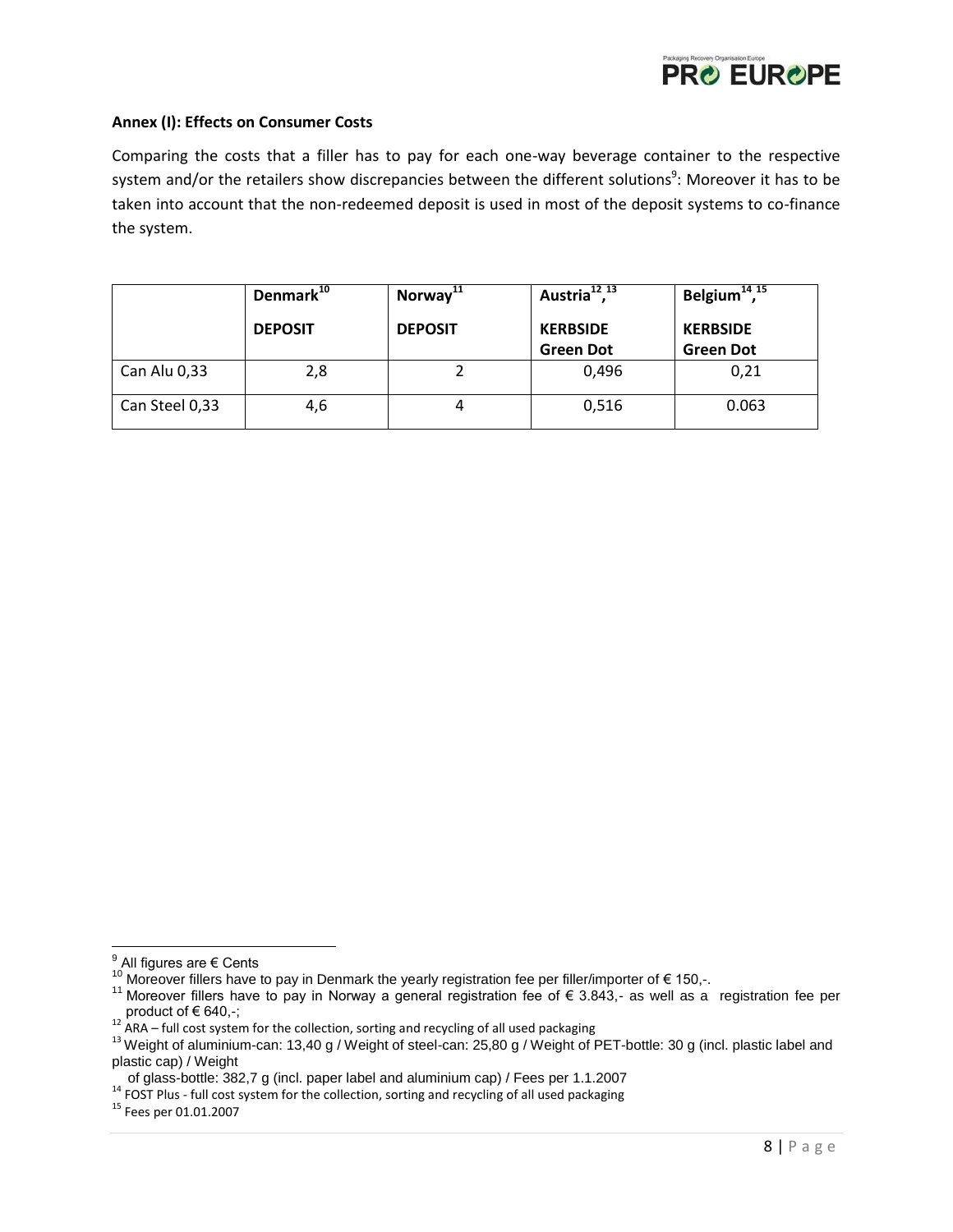### Annex (I): Effects on Consumer Costs

Comparing the costs that a filler has to pay for each one-way beverage container to the respective system and/or the retailers show discrepancies between the different solutions[9]: Moreover it has to be taken into account that the non-redeemed deposit is used in most of the deposit systems to co-finance the system.

| | Denmark[10] DEPOSIT | Norway[11] DEPOSIT | Austria[12, 13] KERBSIDE Green Dot | Belgium[14, 15] KERBSIDE Green Dot |
|---|---|---|---|---|
| Can Alu 0,33 | 2,8 | 2 | 0,496 | 0,21 |
| Can Steel 0,33 | 4,6 | 4 | 0,516 | 0.063 |

[9] All figures are € Cents

[10] Moreover fillers have to pay in Denmark the yearly registration fee per filler/importer of € 150,-.

[11] Moreover fillers have to pay in Norway a general registration fee of € 3.843,- as well as a registration fee per product of € 640,-;

[12] ARA – full cost system for the collection, sorting and recycling of all used packaging

[13] Weight of aluminium-can: 13,40 g / Weight of steel-can: 25,80 g / Weight of PET-bottle: 30 g (incl. plastic label and plastic cap) / Weight of glass-bottle: 382,7 g (incl. paper label and aluminium cap) / Fees per 1.1.2007

[14] FOST Plus - full cost system for the collection, sorting and recycling of all used packaging

[15] Fees per 01.01.2007